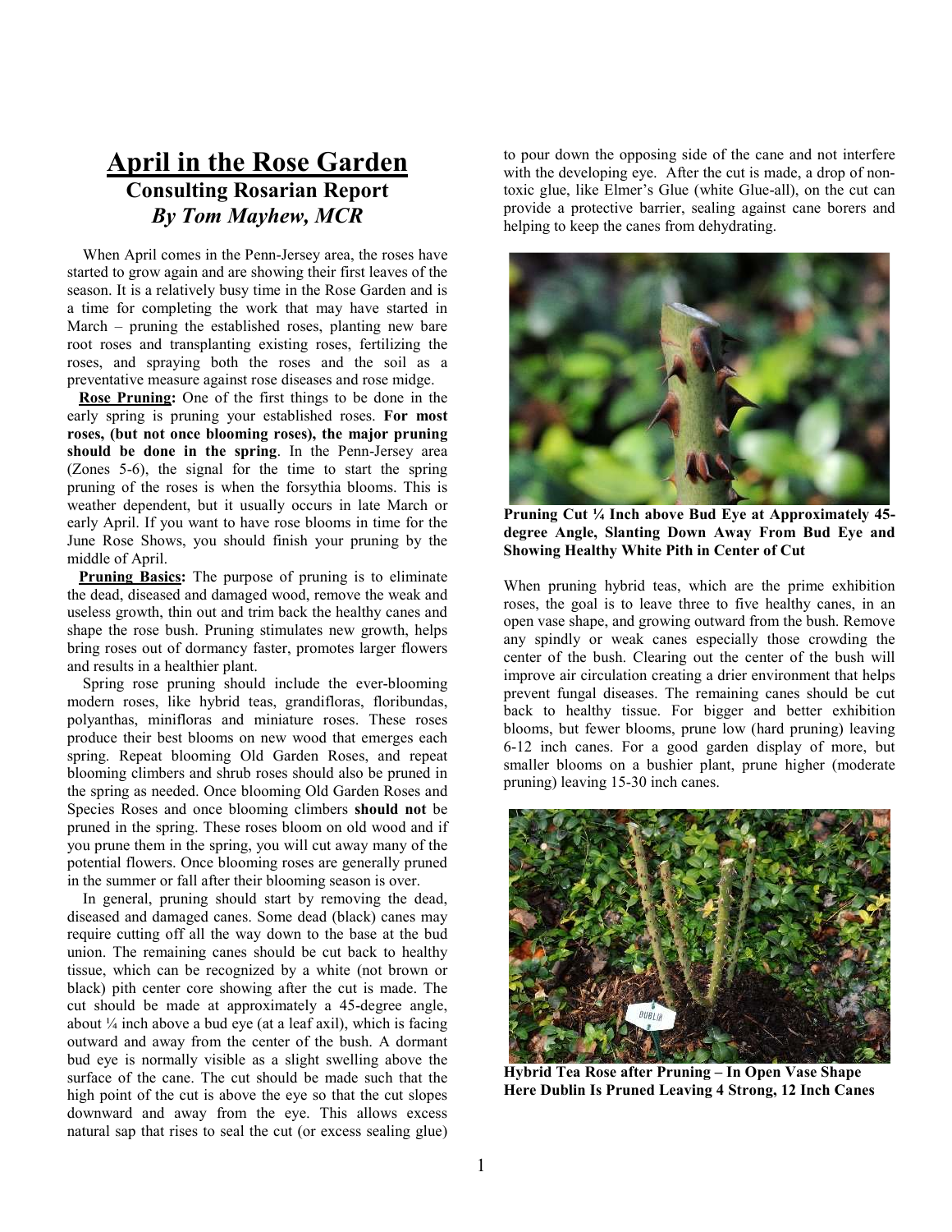# April in the Rose Garden

## Consulting Rosarian Report

### *By Tom Mayhew, MCR*

When April comes in the Penn-Jersey area, the roses have started to grow again and are showing their first leaves of the season. It is a relatively busy time in the Rose Garden and is a time for completing the work that may have started in March – pruning the established roses, planting new bare root roses and transplanting existing roses, fertilizing the roses, and spraying both the roses and the soil as a preventative measure against rose diseases and rose midge.

**Rose Pruning:** One of the first things to be done in the early spring is pruning your established roses. **For most roses, (but not once blooming roses), the major pruning should be done in the spring**. In the Penn-Jersey area (Zones 5-6), the signal for the time to start the spring pruning of the roses is when the forsythia blooms. This is weather dependent, but it usually occurs in late March or early April. If you want to have rose blooms in time for the June Rose Shows, you should finish your pruning by the middle of April.

**Pruning Basics:** The purpose of pruning is to eliminate the dead, diseased and damaged wood, remove the weak and useless growth, thin out and trim back the healthy canes and shape the rose bush. Pruning stimulates new growth, helps bring roses out of dormancy faster, promotes larger flowers and results in a healthier plant.

Spring rose pruning should include the ever-blooming modern roses, like hybrid teas, grandifloras, floribundas, polyanthas, minifloras and miniature roses. These roses produce their best blooms on new wood that emerges each spring. Repeat blooming Old Garden Roses, and repeat blooming climbers and shrub roses should also be pruned in the spring as needed. Once blooming Old Garden Roses and Species Roses and once blooming climbers **should not** be pruned in the spring. These roses bloom on old wood and if you prune them in the spring, you will cut away many of the potential flowers. Once blooming roses are generally pruned in the summer or fall after their blooming season is over.

In general, pruning should start by removing the dead, diseased and damaged canes. Some dead (black) canes may require cutting off all the way down to the base at the bud union. The remaining canes should be cut back to healthy tissue, which can be recognized by a white (not brown or black) pith center core showing after the cut is made. The cut should be made at approximately a 45-degree angle, about ¼ inch above a bud eye (at a leaf axil), which is facing outward and away from the center of the bush. A dormant bud eye is normally visible as a slight swelling above the surface of the cane. The cut should be made such that the high point of the cut is above the eye so that the cut slopes downward and away from the eye. This allows excess natural sap that rises to seal the cut (or excess sealing glue) to pour down the opposing side of the cane and not interfere with the developing eye. After the cut is made, a drop of non-toxic glue, like Elmer's Glue (white Glue-all), on the cut can provide a protective barrier, sealing against cane borers and helping to keep the canes from dehydrating.

**Pruning Cut ¼ Inch above Bud Eye at Approximately 45-degree Angle, Slanting Down Away From Bud Eye and Showing Healthy White Pith in Center of Cut**

When pruning hybrid teas, which are the prime exhibition roses, the goal is to leave three to five healthy canes, in an open vase shape, and growing outward from the bush. Remove any spindly or weak canes especially those crowding the center of the bush. Clearing out the center of the bush will improve air circulation creating a drier environment that helps prevent fungal diseases. The remaining canes should be cut back to healthy tissue. For bigger and better exhibition blooms, but fewer blooms, prune low (hard pruning) leaving 6-12 inch canes. For a good garden display of more, but smaller blooms on a bushier plant, prune higher (moderate pruning) leaving 15-30 inch canes.

**Hybrid Tea Rose after Pruning – In Open Vase Shape Here Dublin Is Pruned Leaving 4 Strong, 12 Inch Canes**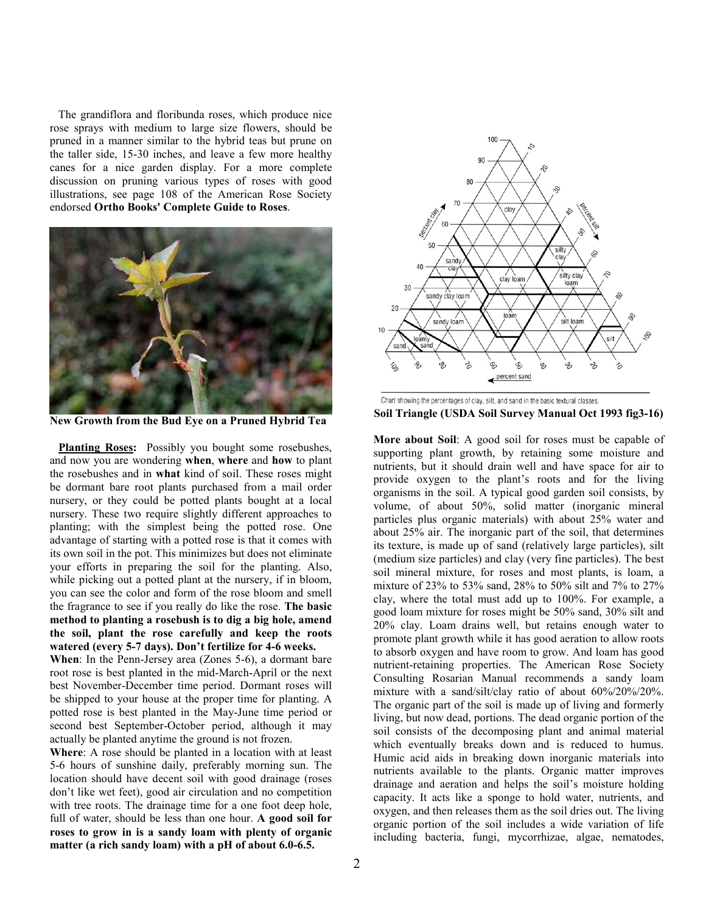The grandiflora and floribunda roses, which produce nice rose sprays with medium to large size flowers, should be pruned in a manner similar to the hybrid teas but prune on the taller side, 15-30 inches, and leave a few more healthy canes for a nice garden display. For a more complete discussion on pruning various types of roses with good illustrations, see page 108 of the American Rose Society endorsed **Ortho Books' Complete Guide to Roses**.

**New Growth from the Bud Eye on a Pruned Hybrid Tea**

**Planting Roses:** Possibly you bought some rosebushes, and now you are wondering **when**, **where** and **how** to plant the rosebushes and in **what** kind of soil. These roses might be dormant bare root plants purchased from a mail order nursery, or they could be potted plants bought at a local nursery. These two require slightly different approaches to planting; with the simplest being the potted rose. One advantage of starting with a potted rose is that it comes with its own soil in the pot. This minimizes but does not eliminate your efforts in preparing the soil for the planting. Also, while picking out a potted plant at the nursery, if in bloom, you can see the color and form of the rose bloom and smell the fragrance to see if you really do like the rose. **The basic method to planting a rosebush is to dig a big hole, amend the soil, plant the rose carefully and keep the roots watered (every 5-7 days). Don't fertilize for 4-6 weeks.**

**When**: In the Penn-Jersey area (Zones 5-6), a dormant bare root rose is best planted in the mid-March-April or the next best November-December time period. Dormant roses will be shipped to your house at the proper time for planting. A potted rose is best planted in the May-June time period or second best September-October period, although it may actually be planted anytime the ground is not frozen.

**Where**: A rose should be planted in a location with at least 5-6 hours of sunshine daily, preferably morning sun. The location should have decent soil with good drainage (roses don't like wet feet), good air circulation and no competition with tree roots. The drainage time for a one foot deep hole, full of water, should be less than one hour. **A good soil for roses to grow in is a sandy loam with plenty of organic matter (a rich sandy loam) with a pH of about 6.0-6.5.**

Chart showing the percentages of clay, silt, and sand in the basic textural classes.

**Soil Triangle (USDA Soil Survey Manual Oct 1993 fig3-16)**

**More about Soil**: A good soil for roses must be capable of supporting plant growth, by retaining some moisture and nutrients, but it should drain well and have space for air to provide oxygen to the plant's roots and for the living organisms in the soil. A typical good garden soil consists, by volume, of about 50%, solid matter (inorganic mineral particles plus organic materials) with about 25% water and about 25% air. The inorganic part of the soil, that determines its texture, is made up of sand (relatively large particles), silt (medium size particles) and clay (very fine particles). The best soil mineral mixture, for roses and most plants, is loam, a mixture of 23% to 53% sand, 28% to 50% silt and 7% to 27% clay, where the total must add up to 100%. For example, a good loam mixture for roses might be 50% sand, 30% silt and 20% clay. Loam drains well, but retains enough water to promote plant growth while it has good aeration to allow roots to absorb oxygen and have room to grow. And loam has good nutrient-retaining properties. The American Rose Society Consulting Rosarian Manual recommends a sandy loam mixture with a sand/silt/clay ratio of about 60%/20%/20%. The organic part of the soil is made up of living and formerly living, but now dead, portions. The dead organic portion of the soil consists of the decomposing plant and animal material which eventually breaks down and is reduced to humus. Humic acid aids in breaking down inorganic materials into nutrients available to the plants. Organic matter improves drainage and aeration and helps the soil's moisture holding capacity. It acts like a sponge to hold water, nutrients, and oxygen, and then releases them as the soil dries out. The living organic portion of the soil includes a wide variation of life including bacteria, fungi, mycorrhizae, algae, nematodes,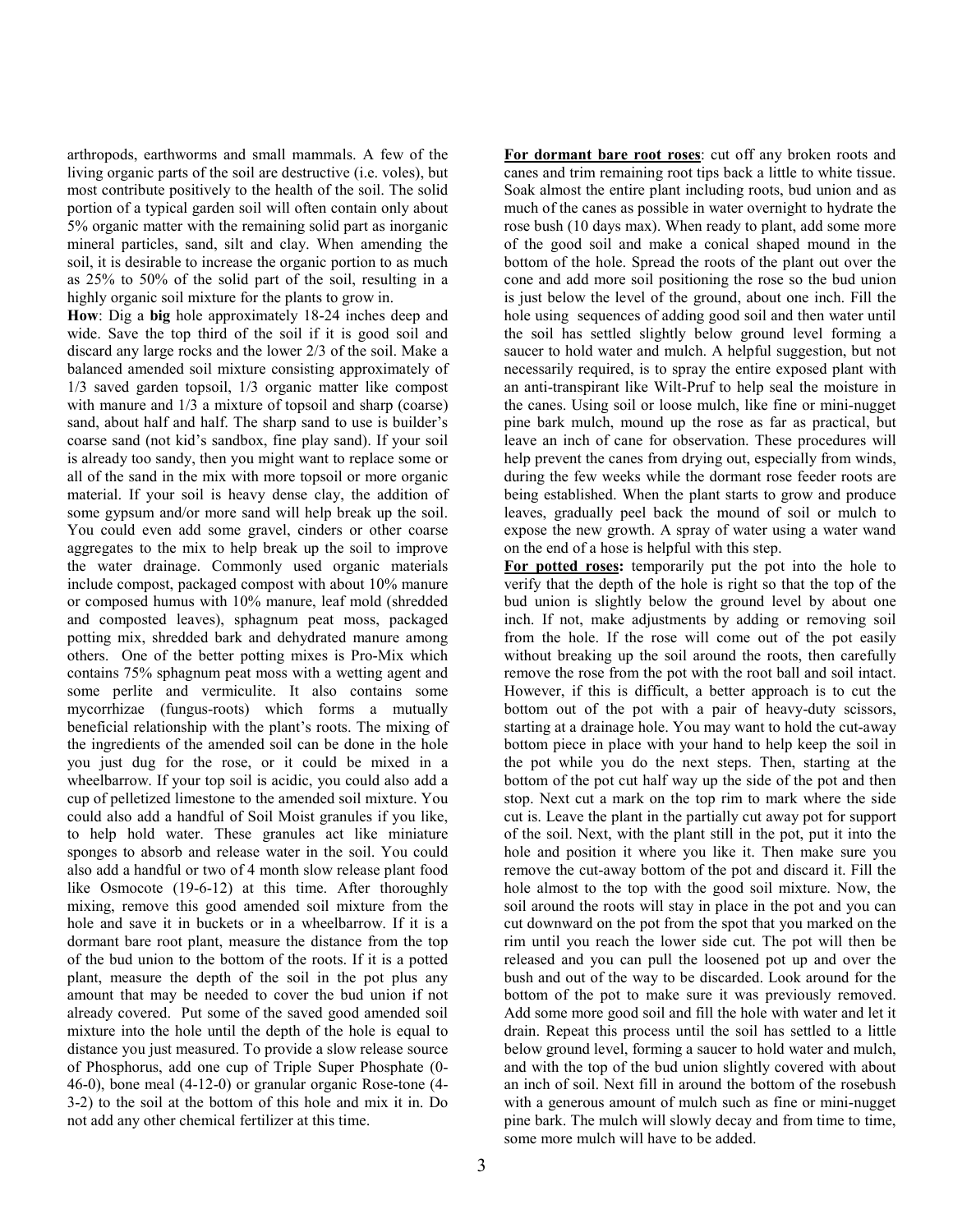arthropods, earthworms and small mammals. A few of the living organic parts of the soil are destructive (i.e. voles), but most contribute positively to the health of the soil. The solid portion of a typical garden soil will often contain only about 5% organic matter with the remaining solid part as inorganic mineral particles, sand, silt and clay. When amending the soil, it is desirable to increase the organic portion to as much as 25% to 50% of the solid part of the soil, resulting in a highly organic soil mixture for the plants to grow in.

**How**: Dig a **big** hole approximately 18-24 inches deep and wide. Save the top third of the soil if it is good soil and discard any large rocks and the lower 2/3 of the soil. Make a balanced amended soil mixture consisting approximately of 1/3 saved garden topsoil, 1/3 organic matter like compost with manure and 1/3 a mixture of topsoil and sharp (coarse) sand, about half and half. The sharp sand to use is builder's coarse sand (not kid's sandbox, fine play sand). If your soil is already too sandy, then you might want to replace some or all of the sand in the mix with more topsoil or more organic material. If your soil is heavy dense clay, the addition of some gypsum and/or more sand will help break up the soil. You could even add some gravel, cinders or other coarse aggregates to the mix to help break up the soil to improve the water drainage. Commonly used organic materials include compost, packaged compost with about 10% manure or composed humus with 10% manure, leaf mold (shredded and composted leaves), sphagnum peat moss, packaged potting mix, shredded bark and dehydrated manure among others. One of the better potting mixes is Pro-Mix which contains 75% sphagnum peat moss with a wetting agent and some perlite and vermiculite. It also contains some mycorrhizae (fungus-roots) which forms a mutually beneficial relationship with the plant's roots. The mixing of the ingredients of the amended soil can be done in the hole you just dug for the rose, or it could be mixed in a wheelbarrow. If your top soil is acidic, you could also add a cup of pelletized limestone to the amended soil mixture. You could also add a handful of Soil Moist granules if you like, to help hold water. These granules act like miniature sponges to absorb and release water in the soil. You could also add a handful or two of 4 month slow release plant food like Osmocote (19-6-12) at this time. After thoroughly mixing, remove this good amended soil mixture from the hole and save it in buckets or in a wheelbarrow. If it is a dormant bare root plant, measure the distance from the top of the bud union to the bottom of the roots. If it is a potted plant, measure the depth of the soil in the pot plus any amount that may be needed to cover the bud union if not already covered. Put some of the saved good amended soil mixture into the hole until the depth of the hole is equal to distance you just measured. To provide a slow release source of Phosphorus, add one cup of Triple Super Phosphate (0-46-0), bone meal (4-12-0) or granular organic Rose-tone (4-3-2) to the soil at the bottom of this hole and mix it in. Do not add any other chemical fertilizer at this time.

**For dormant bare root roses**: cut off any broken roots and canes and trim remaining root tips back a little to white tissue. Soak almost the entire plant including roots, bud union and as much of the canes as possible in water overnight to hydrate the rose bush (10 days max). When ready to plant, add some more of the good soil and make a conical shaped mound in the bottom of the hole. Spread the roots of the plant out over the cone and add more soil positioning the rose so the bud union is just below the level of the ground, about one inch. Fill the hole using sequences of adding good soil and then water until the soil has settled slightly below ground level forming a saucer to hold water and mulch. A helpful suggestion, but not necessarily required, is to spray the entire exposed plant with an anti-transpirant like Wilt-Pruf to help seal the moisture in the canes. Using soil or loose mulch, like fine or mini-nugget pine bark mulch, mound up the rose as far as practical, but leave an inch of cane for observation. These procedures will help prevent the canes from drying out, especially from winds, during the few weeks while the dormant rose feeder roots are being established. When the plant starts to grow and produce leaves, gradually peel back the mound of soil or mulch to expose the new growth. A spray of water using a water wand on the end of a hose is helpful with this step.

**For potted roses:** temporarily put the pot into the hole to verify that the depth of the hole is right so that the top of the bud union is slightly below the ground level by about one inch. If not, make adjustments by adding or removing soil from the hole. If the rose will come out of the pot easily without breaking up the soil around the roots, then carefully remove the rose from the pot with the root ball and soil intact. However, if this is difficult, a better approach is to cut the bottom out of the pot with a pair of heavy-duty scissors, starting at a drainage hole. You may want to hold the cut-away bottom piece in place with your hand to help keep the soil in the pot while you do the next steps. Then, starting at the bottom of the pot cut half way up the side of the pot and then stop. Next cut a mark on the top rim to mark where the side cut is. Leave the plant in the partially cut away pot for support of the soil. Next, with the plant still in the pot, put it into the hole and position it where you like it. Then make sure you remove the cut-away bottom of the pot and discard it. Fill the hole almost to the top with the good soil mixture. Now, the soil around the roots will stay in place in the pot and you can cut downward on the pot from the spot that you marked on the rim until you reach the lower side cut. The pot will then be released and you can pull the loosened pot up and over the bush and out of the way to be discarded. Look around for the bottom of the pot to make sure it was previously removed. Add some more good soil and fill the hole with water and let it drain. Repeat this process until the soil has settled to a little below ground level, forming a saucer to hold water and mulch, and with the top of the bud union slightly covered with about an inch of soil. Next fill in around the bottom of the rosebush with a generous amount of mulch such as fine or mini-nugget pine bark. The mulch will slowly decay and from time to time, some more mulch will have to be added.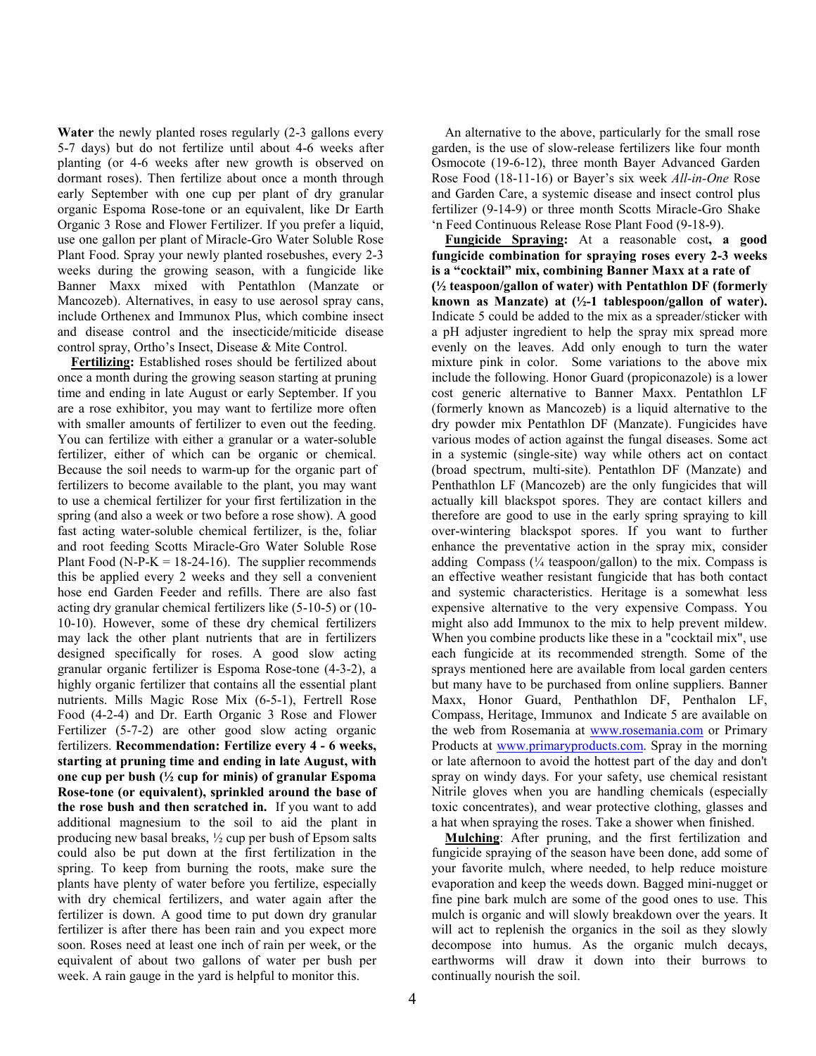**Water** the newly planted roses regularly (2-3 gallons every 5-7 days) but do not fertilize until about 4-6 weeks after planting (or 4-6 weeks after new growth is observed on dormant roses). Then fertilize about once a month through early September with one cup per plant of dry granular organic Espoma Rose-tone or an equivalent, like Dr Earth Organic 3 Rose and Flower Fertilizer. If you prefer a liquid, use one gallon per plant of Miracle-Gro Water Soluble Rose Plant Food. Spray your newly planted rosebushes, every 2-3 weeks during the growing season, with a fungicide like Banner Maxx mixed with Pentathlon (Manzate or Mancozeb). Alternatives, in easy to use aerosol spray cans, include Orthenex and Immunox Plus, which combine insect and disease control and the insecticide/miticide disease control spray, Ortho's Insect, Disease & Mite Control.

**Fertilizing:** Established roses should be fertilized about once a month during the growing season starting at pruning time and ending in late August or early September. If you are a rose exhibitor, you may want to fertilize more often with smaller amounts of fertilizer to even out the feeding. You can fertilize with either a granular or a water-soluble fertilizer, either of which can be organic or chemical. Because the soil needs to warm-up for the organic part of fertilizers to become available to the plant, you may want to use a chemical fertilizer for your first fertilization in the spring (and also a week or two before a rose show). A good fast acting water-soluble chemical fertilizer, is the, foliar and root feeding Scotts Miracle-Gro Water Soluble Rose Plant Food (N-P-K = 18-24-16). The supplier recommends this be applied every 2 weeks and they sell a convenient hose end Garden Feeder and refills. There are also fast acting dry granular chemical fertilizers like (5-10-5) or (10-10-10). However, some of these dry chemical fertilizers may lack the other plant nutrients that are in fertilizers designed specifically for roses. A good slow acting granular organic fertilizer is Espoma Rose-tone (4-3-2), a highly organic fertilizer that contains all the essential plant nutrients. Mills Magic Rose Mix (6-5-1), Fertrell Rose Food (4-2-4) and Dr. Earth Organic 3 Rose and Flower Fertilizer (5-7-2) are other good slow acting organic fertilizers. **Recommendation: Fertilize every 4 - 6 weeks, starting at pruning time and ending in late August, with one cup per bush (½ cup for minis) of granular Espoma Rose-tone (or equivalent), sprinkled around the base of the rose bush and then scratched in.** If you want to add additional magnesium to the soil to aid the plant in producing new basal breaks, ½ cup per bush of Epsom salts could also be put down at the first fertilization in the spring. To keep from burning the roots, make sure the plants have plenty of water before you fertilize, especially with dry chemical fertilizers, and water again after the fertilizer is down. A good time to put down dry granular fertilizer is after there has been rain and you expect more soon. Roses need at least one inch of rain per week, or the equivalent of about two gallons of water per bush per week. A rain gauge in the yard is helpful to monitor this.

An alternative to the above, particularly for the small rose garden, is the use of slow-release fertilizers like four month Osmocote (19-6-12), three month Bayer Advanced Garden Rose Food (18-11-16) or Bayer's six week *All-in-One* Rose and Garden Care, a systemic disease and insect control plus fertilizer (9-14-9) or three month Scotts Miracle-Gro Shake 'n Feed Continuous Release Rose Plant Food (9-18-9).

**Fungicide Spraying:** At a reasonable cost**, a good fungicide combination for spraying roses every 2-3 weeks is a "cocktail" mix, combining Banner Maxx at a rate of (½ teaspoon/gallon of water) with Pentathlon DF (formerly known as Manzate) at (½-1 tablespoon/gallon of water).** Indicate 5 could be added to the mix as a spreader/sticker with a pH adjuster ingredient to help the spray mix spread more evenly on the leaves. Add only enough to turn the water mixture pink in color. Some variations to the above mix include the following. Honor Guard (propiconazole) is a lower cost generic alternative to Banner Maxx. Pentathlon LF (formerly known as Mancozeb) is a liquid alternative to the dry powder mix Pentathlon DF (Manzate). Fungicides have various modes of action against the fungal diseases. Some act in a systemic (single-site) way while others act on contact (broad spectrum, multi-site). Pentathlon DF (Manzate) and Penthathlon LF (Mancozeb) are the only fungicides that will actually kill blackspot spores. They are contact killers and therefore are good to use in the early spring spraying to kill over-wintering blackspot spores. If you want to further enhance the preventative action in the spray mix, consider adding Compass (¼ teaspoon/gallon) to the mix. Compass is an effective weather resistant fungicide that has both contact and systemic characteristics. Heritage is a somewhat less expensive alternative to the very expensive Compass. You might also add Immunox to the mix to help prevent mildew. When you combine products like these in a "cocktail mix", use each fungicide at its recommended strength. Some of the sprays mentioned here are available from local garden centers but many have to be purchased from online suppliers. Banner Maxx, Honor Guard, Penthathlon DF, Penthalon LF, Compass, Heritage, Immunox and Indicate 5 are available on the web from Rosemania at www.rosemania.com or Primary Products at www.primaryproducts.com. Spray in the morning or late afternoon to avoid the hottest part of the day and don't spray on windy days. For your safety, use chemical resistant Nitrile gloves when you are handling chemicals (especially toxic concentrates), and wear protective clothing, glasses and a hat when spraying the roses. Take a shower when finished.

**Mulching**: After pruning, and the first fertilization and fungicide spraying of the season have been done, add some of your favorite mulch, where needed, to help reduce moisture evaporation and keep the weeds down. Bagged mini-nugget or fine pine bark mulch are some of the good ones to use. This mulch is organic and will slowly breakdown over the years. It will act to replenish the organics in the soil as they slowly decompose into humus. As the organic mulch decays, earthworms will draw it down into their burrows to continually nourish the soil.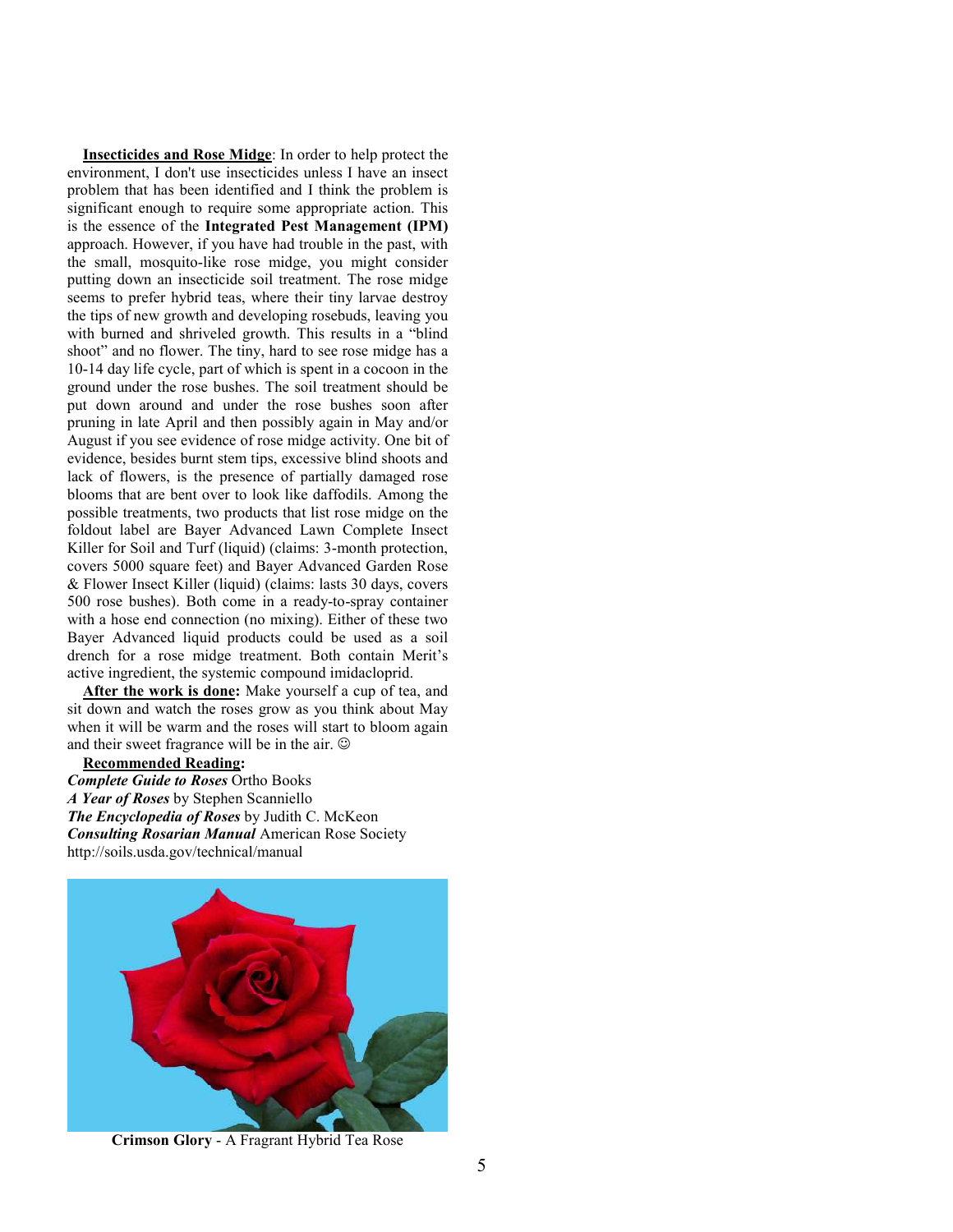**Insecticides and Rose Midge**: In order to help protect the environment, I don't use insecticides unless I have an insect problem that has been identified and I think the problem is significant enough to require some appropriate action. This is the essence of the **Integrated Pest Management (IPM)** approach. However, if you have had trouble in the past, with the small, mosquito-like rose midge, you might consider putting down an insecticide soil treatment. The rose midge seems to prefer hybrid teas, where their tiny larvae destroy the tips of new growth and developing rosebuds, leaving you with burned and shriveled growth. This results in a "blind shoot" and no flower. The tiny, hard to see rose midge has a 10-14 day life cycle, part of which is spent in a cocoon in the ground under the rose bushes. The soil treatment should be put down around and under the rose bushes soon after pruning in late April and then possibly again in May and/or August if you see evidence of rose midge activity. One bit of evidence, besides burnt stem tips, excessive blind shoots and lack of flowers, is the presence of partially damaged rose blooms that are bent over to look like daffodils. Among the possible treatments, two products that list rose midge on the foldout label are Bayer Advanced Lawn Complete Insect Killer for Soil and Turf (liquid) (claims: 3-month protection, covers 5000 square feet) and Bayer Advanced Garden Rose & Flower Insect Killer (liquid) (claims: lasts 30 days, covers 500 rose bushes). Both come in a ready-to-spray container with a hose end connection (no mixing). Either of these two Bayer Advanced liquid products could be used as a soil drench for a rose midge treatment. Both contain Merit's active ingredient, the systemic compound imidacloprid.

**After the work is done:** Make yourself a cup of tea, and sit down and watch the roses grow as you think about May when it will be warm and the roses will start to bloom again and their sweet fragrance will be in the air. ☺

**Recommended Reading:**

***Complete Guide to Roses*** Ortho Books
***A Year of Roses*** by Stephen Scanniello
***The Encyclopedia of Roses*** by Judith C. McKeon
***Consulting Rosarian Manual*** American Rose Society
http://soils.usda.gov/technical/manual

**Crimson Glory** - A Fragrant Hybrid Tea Rose